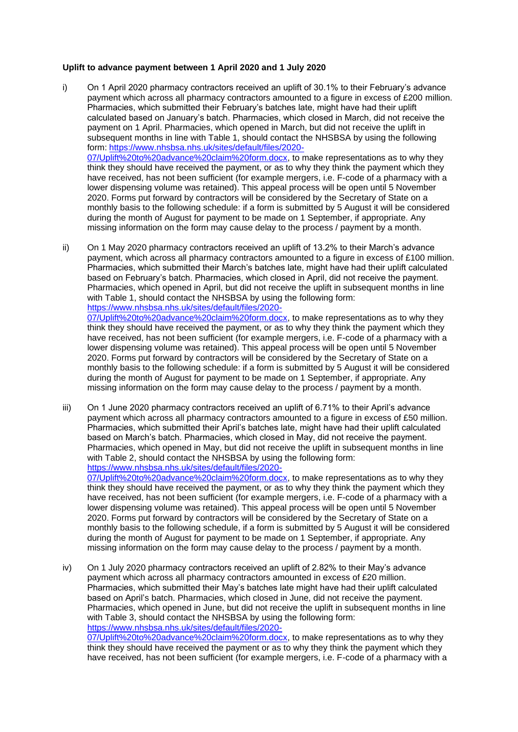**Uplift to advance payment between 1 April 2020 and 1 July 2020**

i) On 1 April 2020 pharmacy contractors received an uplift of 30.1% to their February's advance payment which across all pharmacy contractors amounted to a figure in excess of £200 million. Pharmacies, which submitted their February's batches late, might have had their uplift calculated based on January's batch. Pharmacies, which closed in March, did not receive the payment on 1 April. Pharmacies, which opened in March, but did not receive the uplift in subsequent months in line with Table 1, should contact the NHSBSA by using the following form: [https://www.nhsbsa.nhs.uk/sites/default/files/2020-07/Uplift%20to%20advance%20claim%20form.docx](https://www.nhsbsa.nhs.uk/sites/default/files/2020-07/Uplift%20to%20advance%20claim%20form.docx), to make representations as to why they think they should have received the payment, or as to why they think the payment which they have received, has not been sufficient (for example mergers, i.e. F-code of a pharmacy with a lower dispensing volume was retained). This appeal process will be open until 5 November 2020. Forms put forward by contractors will be considered by the Secretary of State on a monthly basis to the following schedule: if a form is submitted by 5 August it will be considered during the month of August for payment to be made on 1 September, if appropriate. Any missing information on the form may cause delay to the process / payment by a month.

ii) On 1 May 2020 pharmacy contractors received an uplift of 13.2% to their March's advance payment, which across all pharmacy contractors amounted to a figure in excess of £100 million. Pharmacies, which submitted their March's batches late, might have had their uplift calculated based on February's batch. Pharmacies, which closed in April, did not receive the payment. Pharmacies, which opened in April, but did not receive the uplift in subsequent months in line with Table 1, should contact the NHSBSA by using the following form: [https://www.nhsbsa.nhs.uk/sites/default/files/2020-07/Uplift%20to%20advance%20claim%20form.docx](https://www.nhsbsa.nhs.uk/sites/default/files/2020-07/Uplift%20to%20advance%20claim%20form.docx), to make representations as to why they think they should have received the payment, or as to why they think the payment which they have received, has not been sufficient (for example mergers, i.e. F-code of a pharmacy with a lower dispensing volume was retained). This appeal process will be open until 5 November 2020. Forms put forward by contractors will be considered by the Secretary of State on a monthly basis to the following schedule: if a form is submitted by 5 August it will be considered during the month of August for payment to be made on 1 September, if appropriate. Any missing information on the form may cause delay to the process / payment by a month.

iii) On 1 June 2020 pharmacy contractors received an uplift of 6.71% to their April's advance payment which across all pharmacy contractors amounted to a figure in excess of £50 million. Pharmacies, which submitted their April's batches late, might have had their uplift calculated based on March's batch. Pharmacies, which closed in May, did not receive the payment. Pharmacies, which opened in May, but did not receive the uplift in subsequent months in line with Table 2, should contact the NHSBSA by using the following form: [https://www.nhsbsa.nhs.uk/sites/default/files/2020-07/Uplift%20to%20advance%20claim%20form.docx](https://www.nhsbsa.nhs.uk/sites/default/files/2020-07/Uplift%20to%20advance%20claim%20form.docx), to make representations as to why they think they should have received the payment, or as to why they think the payment which they have received, has not been sufficient (for example mergers, i.e. F-code of a pharmacy with a lower dispensing volume was retained). This appeal process will be open until 5 November 2020. Forms put forward by contractors will be considered by the Secretary of State on a monthly basis to the following schedule, if a form is submitted by 5 August it will be considered during the month of August for payment to be made on 1 September, if appropriate. Any missing information on the form may cause delay to the process / payment by a month.

iv) On 1 July 2020 pharmacy contractors received an uplift of 2.82% to their May's advance payment which across all pharmacy contractors amounted in excess of £20 million. Pharmacies, which submitted their May's batches late might have had their uplift calculated based on April's batch. Pharmacies, which closed in June, did not receive the payment. Pharmacies, which opened in June, but did not receive the uplift in subsequent months in line with Table 3, should contact the NHSBSA by using the following form: [https://www.nhsbsa.nhs.uk/sites/default/files/2020-07/Uplift%20to%20advance%20claim%20form.docx](https://www.nhsbsa.nhs.uk/sites/default/files/2020-07/Uplift%20to%20advance%20claim%20form.docx), to make representations as to why they think they should have received the payment or as to why they think the payment which they have received, has not been sufficient (for example mergers, i.e. F-code of a pharmacy with a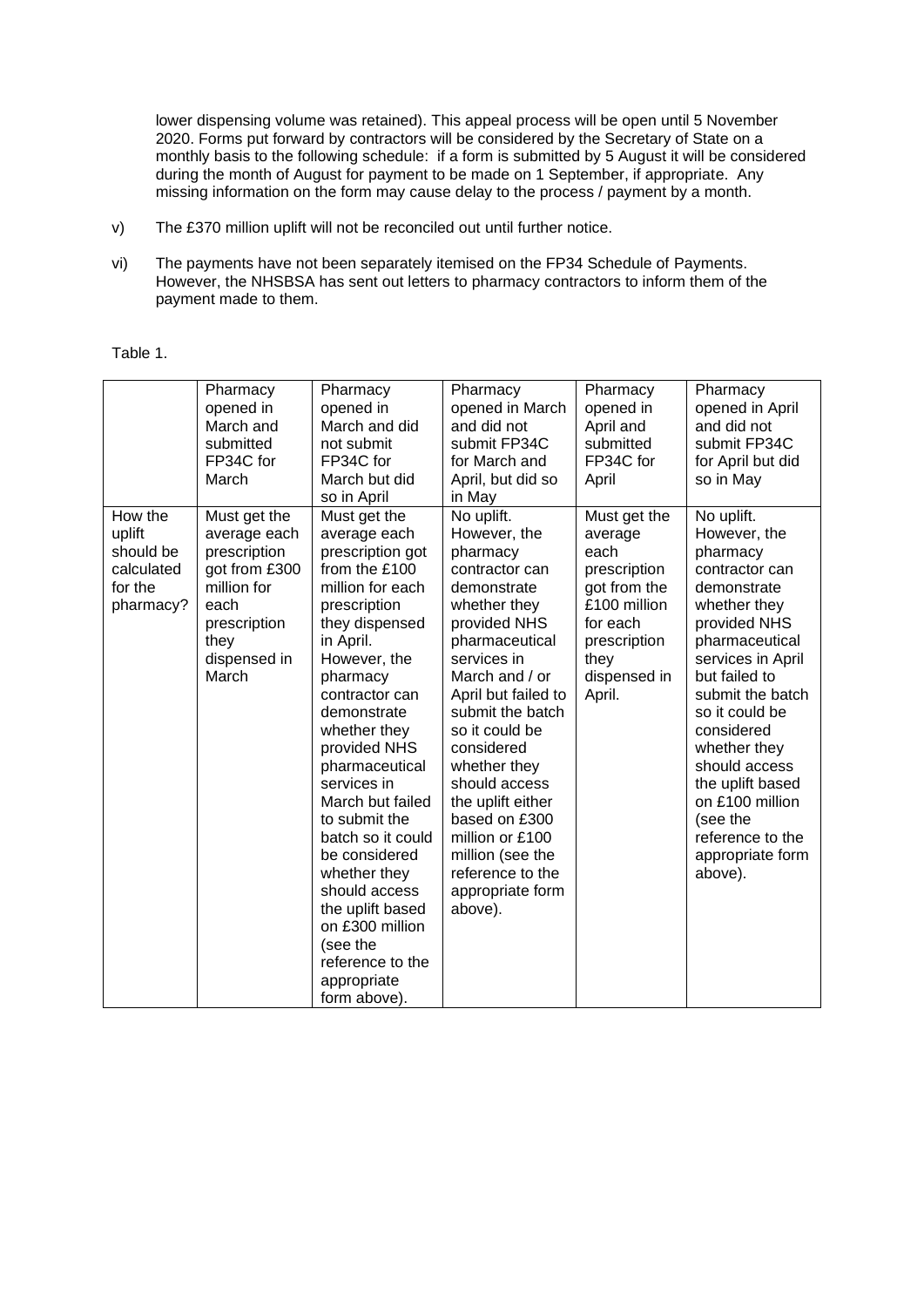lower dispensing volume was retained). This appeal process will be open until 5 November 2020. Forms put forward by contractors will be considered by the Secretary of State on a monthly basis to the following schedule: if a form is submitted by 5 August it will be considered during the month of August for payment to be made on 1 September, if appropriate. Any missing information on the form may cause delay to the process / payment by a month.

v) The £370 million uplift will not be reconciled out until further notice.

vi) The payments have not been separately itemised on the FP34 Schedule of Payments. However, the NHSBSA has sent out letters to pharmacy contractors to inform them of the payment made to them.

Table 1.

| | Pharmacy opened in March and submitted FP34C for March | Pharmacy opened in March and did not submit FP34C for March but did so in April | Pharmacy opened in March and did not submit FP34C for March and April, but did so in May | Pharmacy opened in April and submitted FP34C for April | Pharmacy opened in April and did not submit FP34C for April but did so in May |
|---|---|---|---|---|---|
| How the uplift should be calculated for the pharmacy? | Must get the average each prescription got from £300 million for each prescription they dispensed in March | Must get the average each prescription got from the £100 million for each prescription they dispensed in April. However, the pharmacy contractor can demonstrate whether they provided NHS pharmaceutical services in March but failed to submit the batch so it could be considered whether they should access the uplift based on £300 million (see the reference to the appropriate form above). | No uplift. However, the pharmacy contractor can demonstrate whether they provided NHS pharmaceutical services in March and / or April but failed to submit the batch so it could be considered whether they should access the uplift either based on £300 million or £100 million (see the reference to the appropriate form above). | Must get the average each prescription got from the £100 million for each prescription they dispensed in April. | No uplift. However, the pharmacy contractor can demonstrate whether they provided NHS pharmaceutical services in April but failed to submit the batch so it could be considered whether they should access the uplift based on £100 million (see the reference to the appropriate form above). |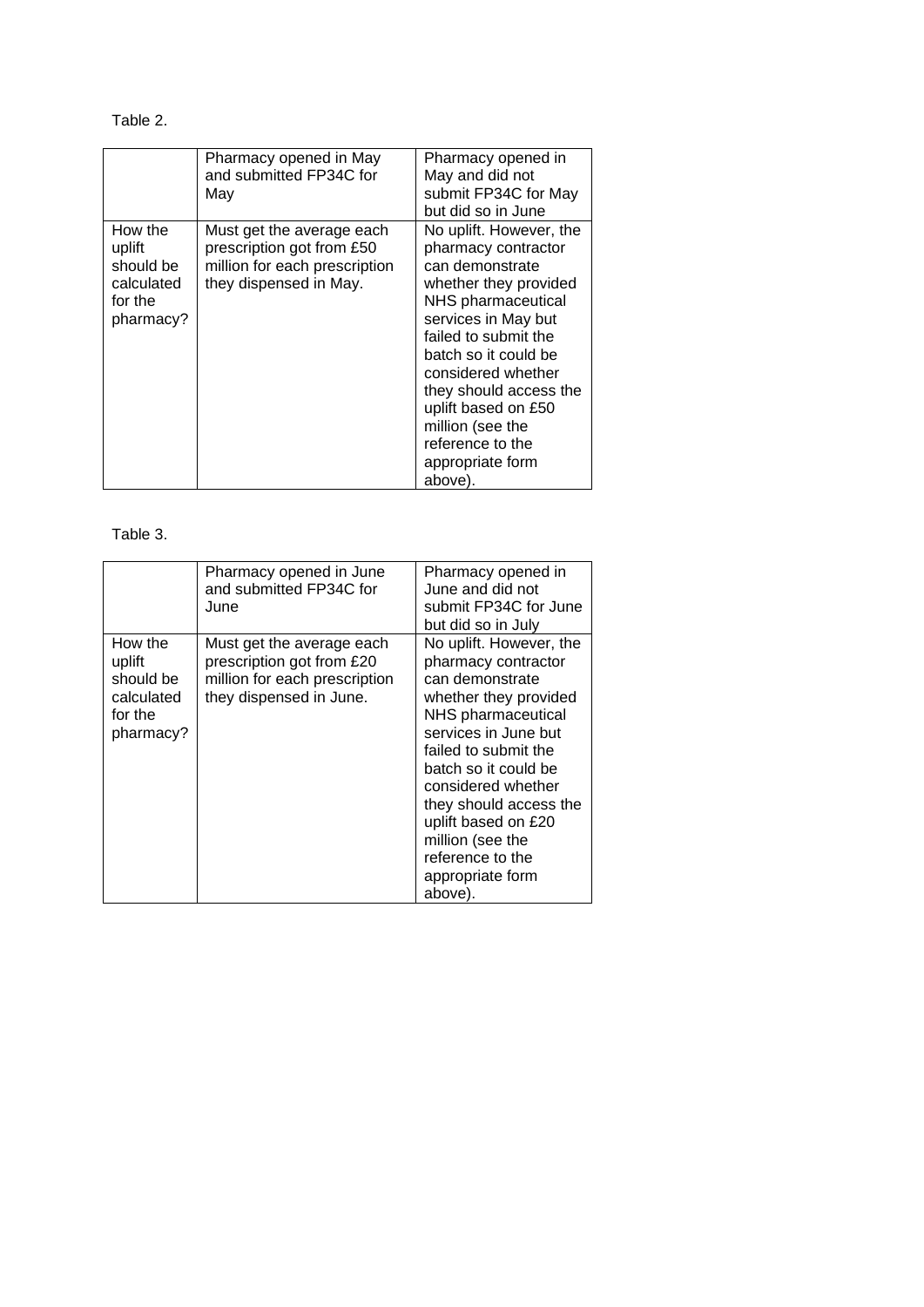Table 2.

| | Pharmacy opened in May and submitted FP34C for May | Pharmacy opened in May and did not submit FP34C for May but did so in June |
|---|---|---|
| How the uplift should be calculated for the pharmacy? | Must get the average each prescription got from £50 million for each prescription they dispensed in May. | No uplift. However, the pharmacy contractor can demonstrate whether they provided NHS pharmaceutical services in May but failed to submit the batch so it could be considered whether they should access the uplift based on £50 million (see the reference to the appropriate form above). |

Table 3.

| | Pharmacy opened in June and submitted FP34C for June | Pharmacy opened in June and did not submit FP34C for June but did so in July |
|---|---|---|
| How the uplift should be calculated for the pharmacy? | Must get the average each prescription got from £20 million for each prescription they dispensed in June. | No uplift. However, the pharmacy contractor can demonstrate whether they provided NHS pharmaceutical services in June but failed to submit the batch so it could be considered whether they should access the uplift based on £20 million (see the reference to the appropriate form above). |